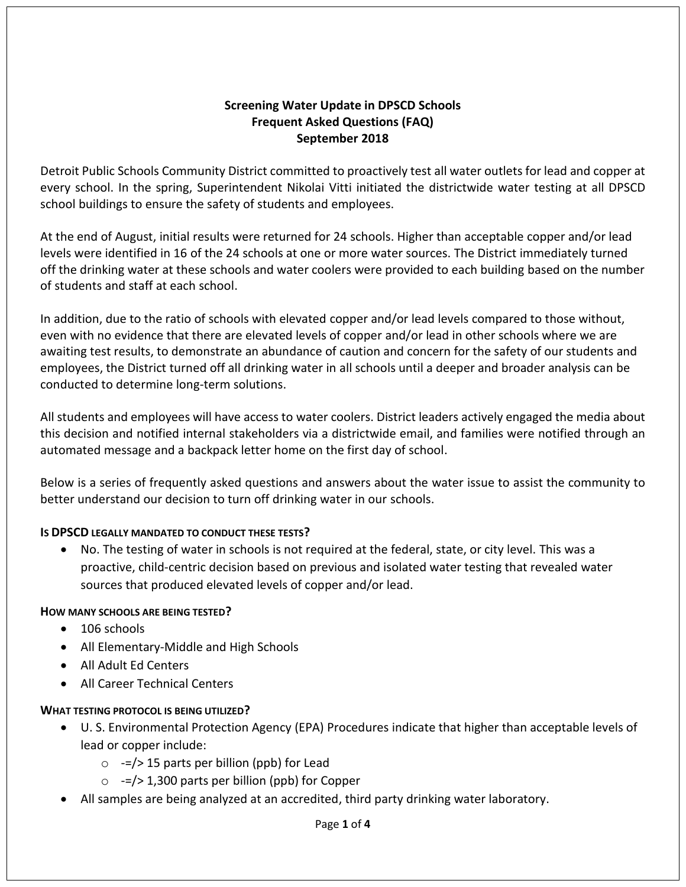# Screening Water Update in DPSCD Schools
## Frequent Asked Questions (FAQ)
### September 2018

Detroit Public Schools Community District committed to proactively test all water outlets for lead and copper at every school. In the spring, Superintendent Nikolai Vitti initiated the districtwide water testing at all DPSCD school buildings to ensure the safety of students and employees.

At the end of August, initial results were returned for 24 schools. Higher than acceptable copper and/or lead levels were identified in 16 of the 24 schools at one or more water sources. The District immediately turned off the drinking water at these schools and water coolers were provided to each building based on the number of students and staff at each school.

In addition, due to the ratio of schools with elevated copper and/or lead levels compared to those without, even with no evidence that there are elevated levels of copper and/or lead in other schools where we are awaiting test results, to demonstrate an abundance of caution and concern for the safety of our students and employees, the District turned off all drinking water in all schools until a deeper and broader analysis can be conducted to determine long-term solutions.

All students and employees will have access to water coolers. District leaders actively engaged the media about this decision and notified internal stakeholders via a districtwide email, and families were notified through an automated message and a backpack letter home on the first day of school.

Below is a series of frequently asked questions and answers about the water issue to assist the community to better understand our decision to turn off drinking water in our schools.

**IS DPSCD LEGALLY MANDATED TO CONDUCT THESE TESTS?**

- No. The testing of water in schools is not required at the federal, state, or city level. This was a proactive, child-centric decision based on previous and isolated water testing that revealed water sources that produced elevated levels of copper and/or lead.

**HOW MANY SCHOOLS ARE BEING TESTED?**

- 106 schools
- All Elementary-Middle and High Schools
- All Adult Ed Centers
- All Career Technical Centers

**WHAT TESTING PROTOCOL IS BEING UTILIZED?**

- U. S. Environmental Protection Agency (EPA) Procedures indicate that higher than acceptable levels of lead or copper include:
  - -=/> 15 parts per billion (ppb) for Lead
  - -=/> 1,300 parts per billion (ppb) for Copper
- All samples are being analyzed at an accredited, third party drinking water laboratory.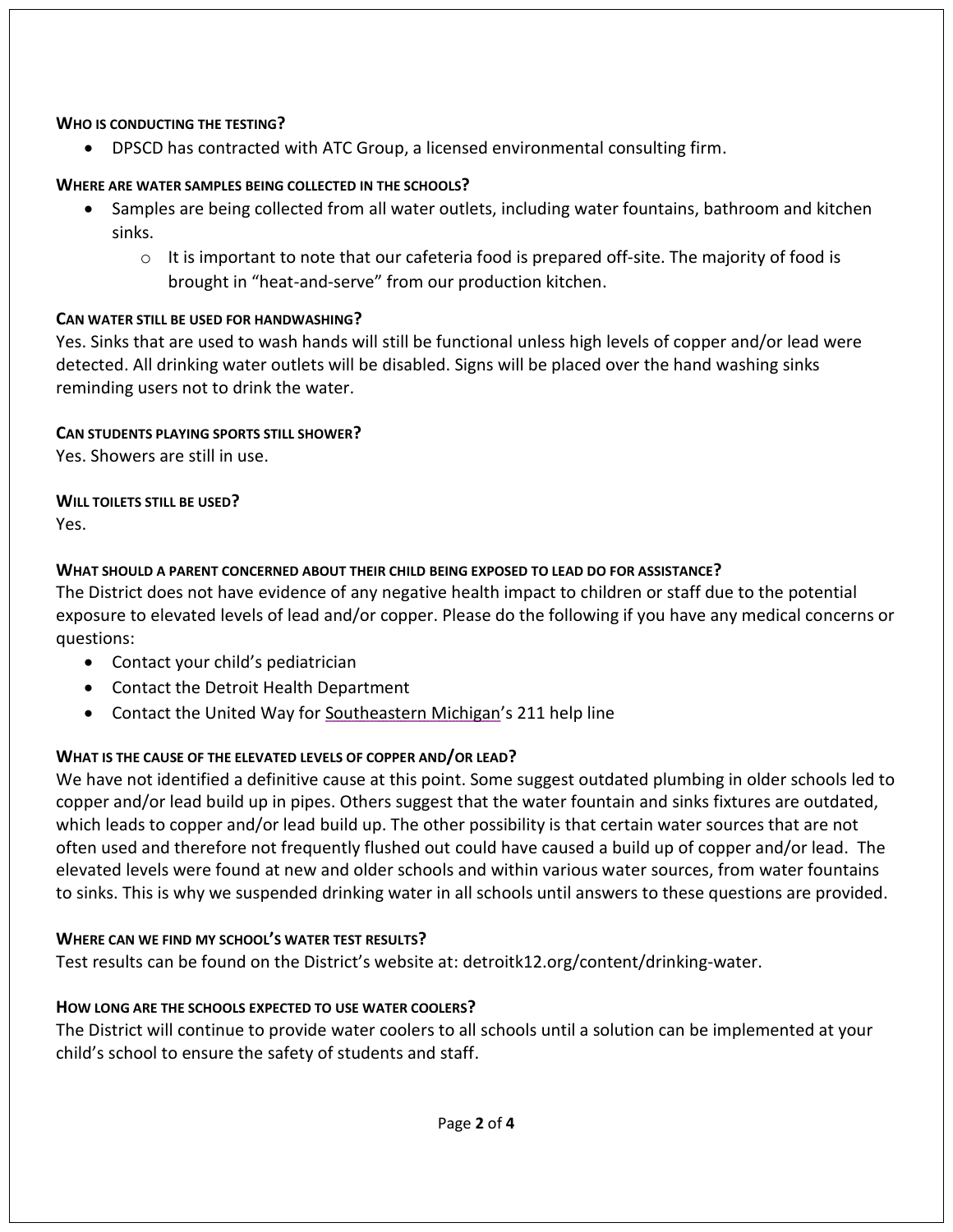#### WHO IS CONDUCTING THE TESTING?

- DPSCD has contracted with ATC Group, a licensed environmental consulting firm.

#### WHERE ARE WATER SAMPLES BEING COLLECTED IN THE SCHOOLS?

- Samples are being collected from all water outlets, including water fountains, bathroom and kitchen sinks.
  - It is important to note that our cafeteria food is prepared off-site. The majority of food is brought in "heat-and-serve" from our production kitchen.

#### CAN WATER STILL BE USED FOR HANDWASHING?

Yes. Sinks that are used to wash hands will still be functional unless high levels of copper and/or lead were detected. All drinking water outlets will be disabled. Signs will be placed over the hand washing sinks reminding users not to drink the water.

#### CAN STUDENTS PLAYING SPORTS STILL SHOWER?

Yes. Showers are still in use.

#### WILL TOILETS STILL BE USED?

Yes.

#### WHAT SHOULD A PARENT CONCERNED ABOUT THEIR CHILD BEING EXPOSED TO LEAD DO FOR ASSISTANCE?

The District does not have evidence of any negative health impact to children or staff due to the potential exposure to elevated levels of lead and/or copper. Please do the following if you have any medical concerns or questions:

- Contact your child's pediatrician
- Contact the Detroit Health Department
- Contact the United Way for Southeastern Michigan's 211 help line

#### WHAT IS THE CAUSE OF THE ELEVATED LEVELS OF COPPER AND/OR LEAD?

We have not identified a definitive cause at this point. Some suggest outdated plumbing in older schools led to copper and/or lead build up in pipes. Others suggest that the water fountain and sinks fixtures are outdated, which leads to copper and/or lead build up. The other possibility is that certain water sources that are not often used and therefore not frequently flushed out could have caused a build up of copper and/or lead. The elevated levels were found at new and older schools and within various water sources, from water fountains to sinks. This is why we suspended drinking water in all schools until answers to these questions are provided.

#### WHERE CAN WE FIND MY SCHOOL'S WATER TEST RESULTS?

Test results can be found on the District's website at: detroitk12.org/content/drinking-water.

#### HOW LONG ARE THE SCHOOLS EXPECTED TO USE WATER COOLERS?

The District will continue to provide water coolers to all schools until a solution can be implemented at your child's school to ensure the safety of students and staff.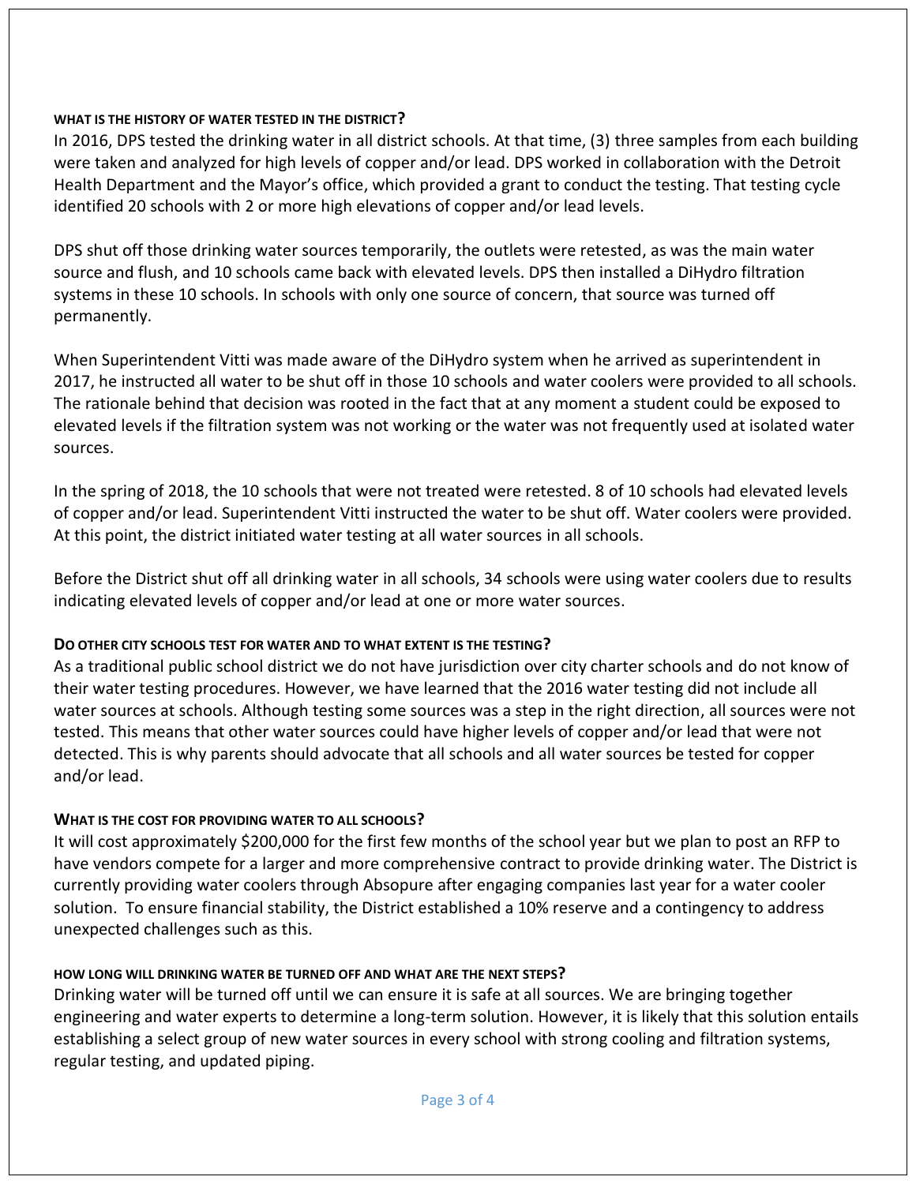### WHAT IS THE HISTORY OF WATER TESTED IN THE DISTRICT?

In 2016, DPS tested the drinking water in all district schools. At that time, (3) three samples from each building were taken and analyzed for high levels of copper and/or lead. DPS worked in collaboration with the Detroit Health Department and the Mayor's office, which provided a grant to conduct the testing. That testing cycle identified 20 schools with 2 or more high elevations of copper and/or lead levels.

DPS shut off those drinking water sources temporarily, the outlets were retested, as was the main water source and flush, and 10 schools came back with elevated levels. DPS then installed a DiHydro filtration systems in these 10 schools. In schools with only one source of concern, that source was turned off permanently.

When Superintendent Vitti was made aware of the DiHydro system when he arrived as superintendent in 2017, he instructed all water to be shut off in those 10 schools and water coolers were provided to all schools. The rationale behind that decision was rooted in the fact that at any moment a student could be exposed to elevated levels if the filtration system was not working or the water was not frequently used at isolated water sources.

In the spring of 2018, the 10 schools that were not treated were retested. 8 of 10 schools had elevated levels of copper and/or lead. Superintendent Vitti instructed the water to be shut off. Water coolers were provided. At this point, the district initiated water testing at all water sources in all schools.

Before the District shut off all drinking water in all schools, 34 schools were using water coolers due to results indicating elevated levels of copper and/or lead at one or more water sources.

### DO OTHER CITY SCHOOLS TEST FOR WATER AND TO WHAT EXTENT IS THE TESTING?

As a traditional public school district we do not have jurisdiction over city charter schools and do not know of their water testing procedures. However, we have learned that the 2016 water testing did not include all water sources at schools. Although testing some sources was a step in the right direction, all sources were not tested. This means that other water sources could have higher levels of copper and/or lead that were not detected. This is why parents should advocate that all schools and all water sources be tested for copper and/or lead.

### WHAT IS THE COST FOR PROVIDING WATER TO ALL SCHOOLS?

It will cost approximately $200,000 for the first few months of the school year but we plan to post an RFP to have vendors compete for a larger and more comprehensive contract to provide drinking water. The District is currently providing water coolers through Absopure after engaging companies last year for a water cooler solution. To ensure financial stability, the District established a 10% reserve and a contingency to address unexpected challenges such as this.

### HOW LONG WILL DRINKING WATER BE TURNED OFF AND WHAT ARE THE NEXT STEPS?

Drinking water will be turned off until we can ensure it is safe at all sources. We are bringing together engineering and water experts to determine a long-term solution. However, it is likely that this solution entails establishing a select group of new water sources in every school with strong cooling and filtration systems, regular testing, and updated piping.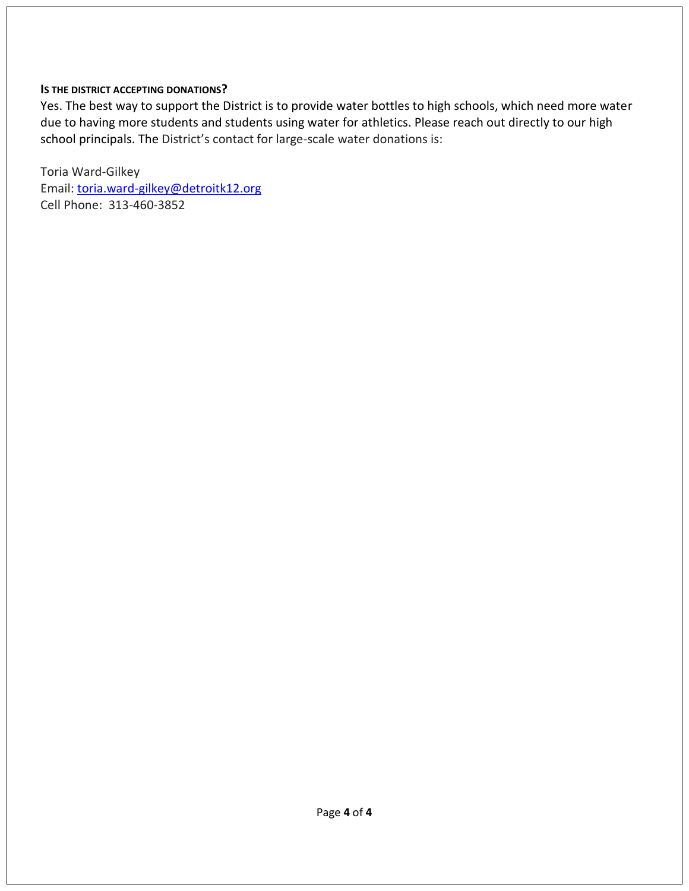**IS THE DISTRICT ACCEPTING DONATIONS?**

Yes. The best way to support the District is to provide water bottles to high schools, which need more water due to having more students and students using water for athletics. Please reach out directly to our high school principals. The District's contact for large-scale water donations is:

Toria Ward-Gilkey
Email: toria.ward-gilkey@detroitk12.org
Cell Phone: 313-460-3852